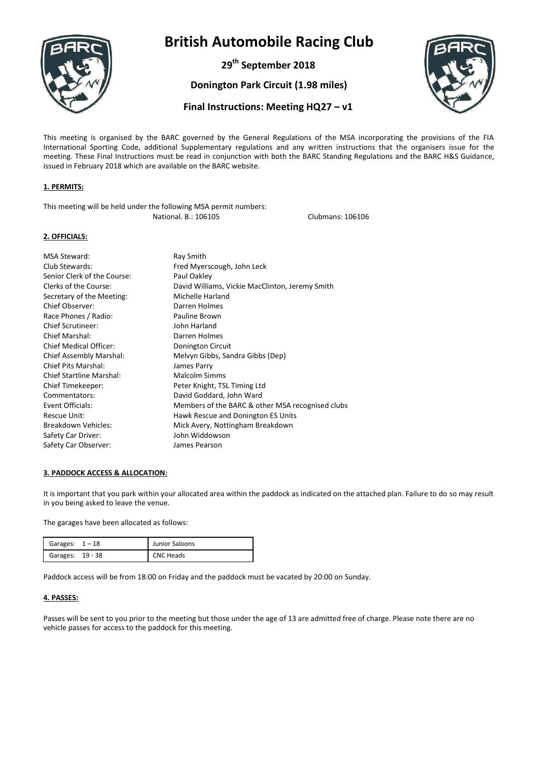# British Automobile Racing Club

**29th September 2018**

**Donington Park Circuit (1.98 miles)**

**Final Instructions: Meeting HQ27 – v1**

This meeting is organised by the BARC governed by the General Regulations of the MSA incorporating the provisions of the FIA International Sporting Code, additional Supplementary regulations and any written instructions that the organisers issue for the meeting. These Final Instructions must be read in conjunction with both the BARC Standing Regulations and the BARC H&S Guidance, issued in February 2018 which are available on the BARC website.

## 1. PERMITS:

This meeting will be held under the following MSA permit numbers:

National. B.: 106105 Clubmans: 106106

## 2. OFFICIALS:

| | |
|---|---|
| MSA Steward: | Ray Smith |
| Club Stewards: | Fred Myerscough, John Leck |
| Senior Clerk of the Course: | Paul Oakley |
| Clerks of the Course: | David Williams, Vickie MacClinton, Jeremy Smith |
| Secretary of the Meeting: | Michelle Harland |
| Chief Observer: | Darren Holmes |
| Race Phones / Radio: | Pauline Brown |
| Chief Scrutineer: | John Harland |
| Chief Marshal: | Darren Holmes |
| Chief Medical Officer: | Donington Circuit |
| Chief Assembly Marshal: | Melvyn Gibbs, Sandra Gibbs (Dep) |
| Chief Pits Marshal: | James Parry |
| Chief Startline Marshal: | Malcolm Simms |
| Chief Timekeeper: | Peter Knight, TSL Timing Ltd |
| Commentators: | David Goddard, John Ward |
| Event Officials: | Members of the BARC & other MSA recognised clubs |
| Rescue Unit: | Hawk Rescue and Donington ES Units |
| Breakdown Vehicles: | Mick Avery, Nottingham Breakdown |
| Safety Car Driver: | John Widdowson |
| Safety Car Observer: | James Pearson |

## 3. PADDOCK ACCESS & ALLOCATION:

It is important that you park within your allocated area within the paddock as indicated on the attached plan. Failure to do so may result in you being asked to leave the venue.

The garages have been allocated as follows:

| | |
|---|---|
| Garages: 1 – 18 | Junior Saloons |
| Garages: 19 - 38 | CNC Heads |

Paddock access will be from 18:00 on Friday and the paddock must be vacated by 20:00 on Sunday.

## 4. PASSES:

Passes will be sent to you prior to the meeting but those under the age of 13 are admitted free of charge. Please note there are no vehicle passes for access to the paddock for this meeting.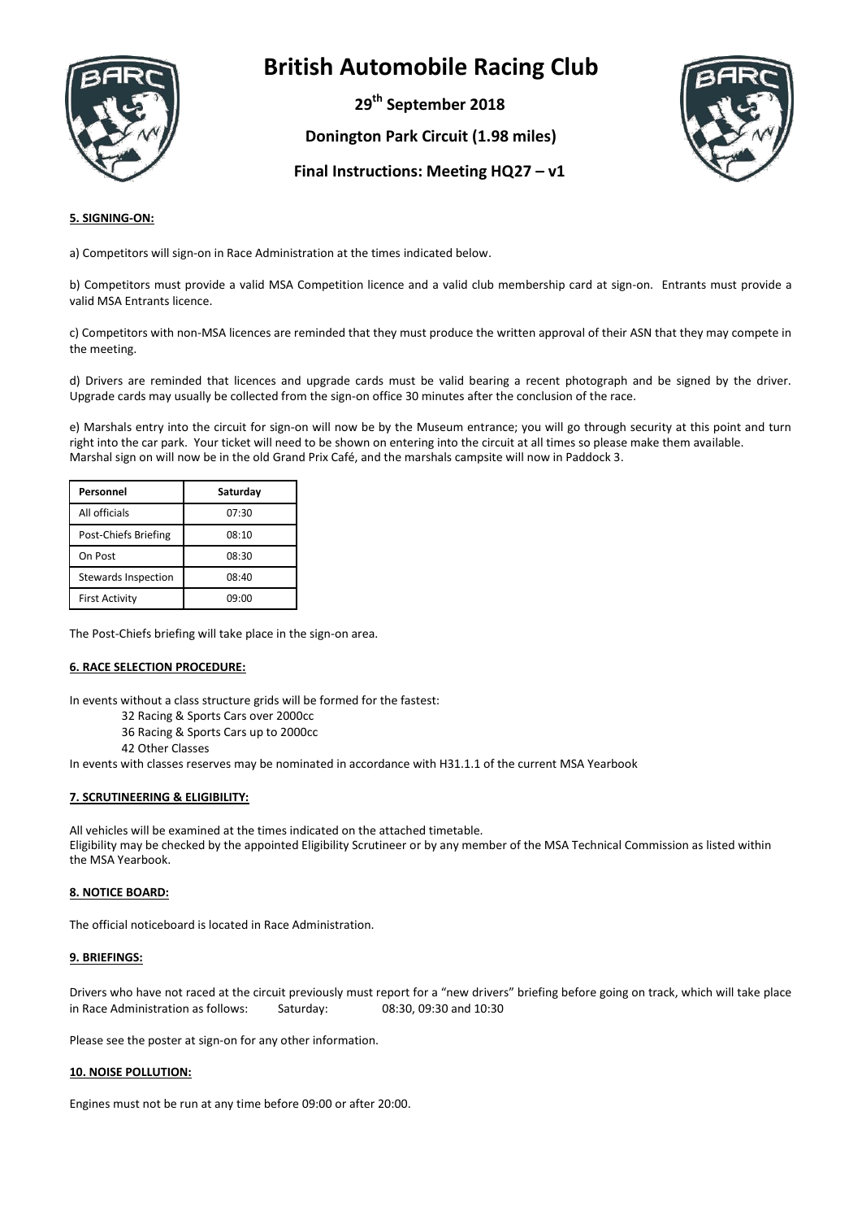# British Automobile Racing Club

**29th September 2018**

**Donington Park Circuit (1.98 miles)**

**Final Instructions: Meeting HQ27 – v1**

**5. SIGNING-ON:**

a) Competitors will sign-on in Race Administration at the times indicated below.

b) Competitors must provide a valid MSA Competition licence and a valid club membership card at sign-on. Entrants must provide a valid MSA Entrants licence.

c) Competitors with non-MSA licences are reminded that they must produce the written approval of their ASN that they may compete in the meeting.

d) Drivers are reminded that licences and upgrade cards must be valid bearing a recent photograph and be signed by the driver. Upgrade cards may usually be collected from the sign-on office 30 minutes after the conclusion of the race.

e) Marshals entry into the circuit for sign-on will now be by the Museum entrance; you will go through security at this point and turn right into the car park. Your ticket will need to be shown on entering into the circuit at all times so please make them available. Marshal sign on will now be in the old Grand Prix Café, and the marshals campsite will now in Paddock 3.

| Personnel | Saturday |
|---|---|
| All officials | 07:30 |
| Post-Chiefs Briefing | 08:10 |
| On Post | 08:30 |
| Stewards Inspection | 08:40 |
| First Activity | 09:00 |

The Post-Chiefs briefing will take place in the sign-on area.

**6. RACE SELECTION PROCEDURE:**

In events without a class structure grids will be formed for the fastest:

- 32 Racing & Sports Cars over 2000cc
- 36 Racing & Sports Cars up to 2000cc
- 42 Other Classes

In events with classes reserves may be nominated in accordance with H31.1.1 of the current MSA Yearbook

**7. SCRUTINEERING & ELIGIBILITY:**

All vehicles will be examined at the times indicated on the attached timetable.
Eligibility may be checked by the appointed Eligibility Scrutineer or by any member of the MSA Technical Commission as listed within the MSA Yearbook.

**8. NOTICE BOARD:**

The official noticeboard is located in Race Administration.

**9. BRIEFINGS:**

Drivers who have not raced at the circuit previously must report for a "new drivers" briefing before going on track, which will take place in Race Administration as follows: Saturday: 08:30, 09:30 and 10:30

Please see the poster at sign-on for any other information.

**10. NOISE POLLUTION:**

Engines must not be run at any time before 09:00 or after 20:00.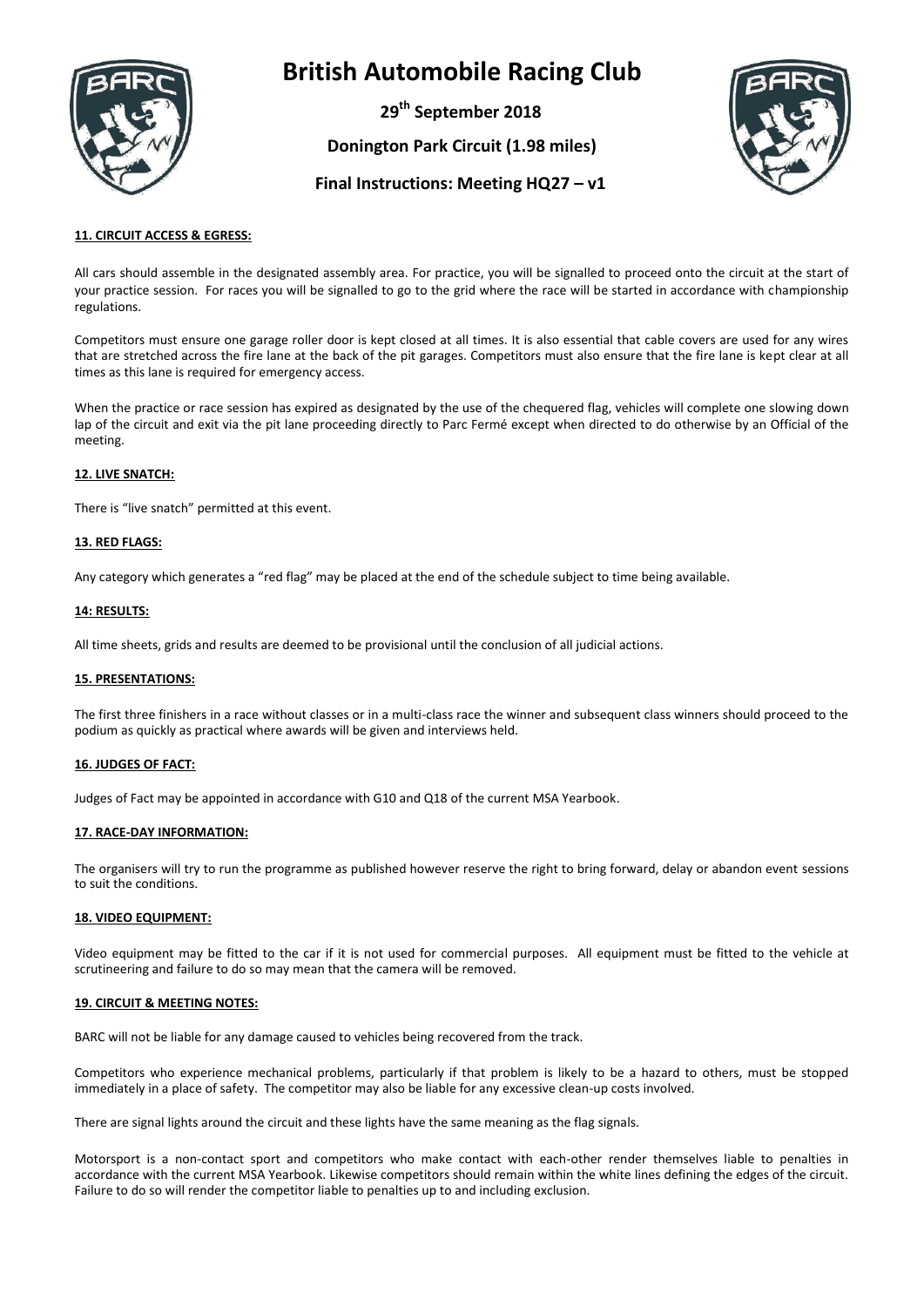# British Automobile Racing Club

**29th September 2018**

**Donington Park Circuit (1.98 miles)**

**Final Instructions: Meeting HQ27 – v1**

## 11. CIRCUIT ACCESS & EGRESS:

All cars should assemble in the designated assembly area. For practice, you will be signalled to proceed onto the circuit at the start of your practice session. For races you will be signalled to go to the grid where the race will be started in accordance with championship regulations.

Competitors must ensure one garage roller door is kept closed at all times. It is also essential that cable covers are used for any wires that are stretched across the fire lane at the back of the pit garages. Competitors must also ensure that the fire lane is kept clear at all times as this lane is required for emergency access.

When the practice or race session has expired as designated by the use of the chequered flag, vehicles will complete one slowing down lap of the circuit and exit via the pit lane proceeding directly to Parc Fermé except when directed to do otherwise by an Official of the meeting.

## 12. LIVE SNATCH:

There is "live snatch" permitted at this event.

## 13. RED FLAGS:

Any category which generates a "red flag" may be placed at the end of the schedule subject to time being available.

## 14: RESULTS:

All time sheets, grids and results are deemed to be provisional until the conclusion of all judicial actions.

## 15. PRESENTATIONS:

The first three finishers in a race without classes or in a multi-class race the winner and subsequent class winners should proceed to the podium as quickly as practical where awards will be given and interviews held.

## 16. JUDGES OF FACT:

Judges of Fact may be appointed in accordance with G10 and Q18 of the current MSA Yearbook.

## 17. RACE-DAY INFORMATION:

The organisers will try to run the programme as published however reserve the right to bring forward, delay or abandon event sessions to suit the conditions.

## 18. VIDEO EQUIPMENT:

Video equipment may be fitted to the car if it is not used for commercial purposes. All equipment must be fitted to the vehicle at scrutineering and failure to do so may mean that the camera will be removed.

## 19. CIRCUIT & MEETING NOTES:

BARC will not be liable for any damage caused to vehicles being recovered from the track.

Competitors who experience mechanical problems, particularly if that problem is likely to be a hazard to others, must be stopped immediately in a place of safety. The competitor may also be liable for any excessive clean-up costs involved.

There are signal lights around the circuit and these lights have the same meaning as the flag signals.

Motorsport is a non-contact sport and competitors who make contact with each-other render themselves liable to penalties in accordance with the current MSA Yearbook. Likewise competitors should remain within the white lines defining the edges of the circuit. Failure to do so will render the competitor liable to penalties up to and including exclusion.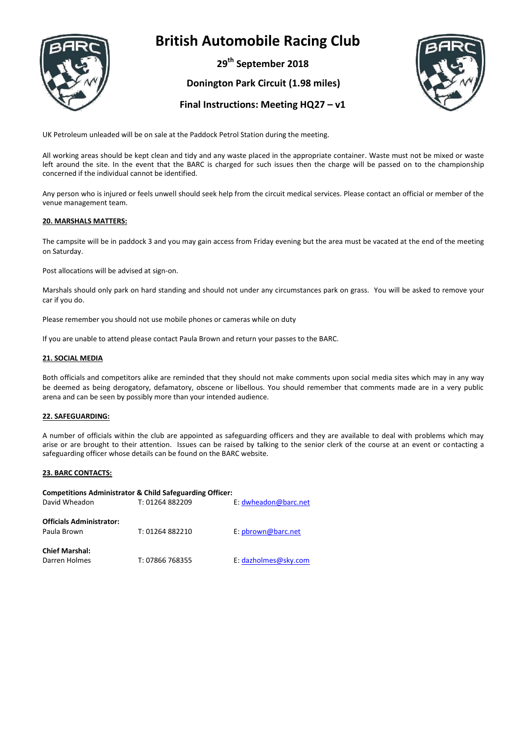# British Automobile Racing Club

**29th September 2018**

**Donington Park Circuit (1.98 miles)**

**Final Instructions: Meeting HQ27 – v1**

UK Petroleum unleaded will be on sale at the Paddock Petrol Station during the meeting.

All working areas should be kept clean and tidy and any waste placed in the appropriate container. Waste must not be mixed or waste left around the site. In the event that the BARC is charged for such issues then the charge will be passed on to the championship concerned if the individual cannot be identified.

Any person who is injured or feels unwell should seek help from the circuit medical services. Please contact an official or member of the venue management team.

## 20. MARSHALS MATTERS:

The campsite will be in paddock 3 and you may gain access from Friday evening but the area must be vacated at the end of the meeting on Saturday.

Post allocations will be advised at sign-on.

Marshals should only park on hard standing and should not under any circumstances park on grass. You will be asked to remove your car if you do.

Please remember you should not use mobile phones or cameras while on duty

If you are unable to attend please contact Paula Brown and return your passes to the BARC.

## 21. SOCIAL MEDIA

Both officials and competitors alike are reminded that they should not make comments upon social media sites which may in any way be deemed as being derogatory, defamatory, obscene or libellous. You should remember that comments made are in a very public arena and can be seen by possibly more than your intended audience.

## 22. SAFEGUARDING:

A number of officials within the club are appointed as safeguarding officers and they are available to deal with problems which may arise or are brought to their attention. Issues can be raised by talking to the senior clerk of the course at an event or contacting a safeguarding officer whose details can be found on the BARC website.

## 23. BARC CONTACTS:

**Competitions Administrator & Child Safeguarding Officer:**
David Wheadon T: 01264 882209 E: dwheadon@barc.net

**Officials Administrator:**
Paula Brown T: 01264 882210 E: pbrown@barc.net

**Chief Marshal:**
Darren Holmes T: 07866 768355 E: dazholmes@sky.com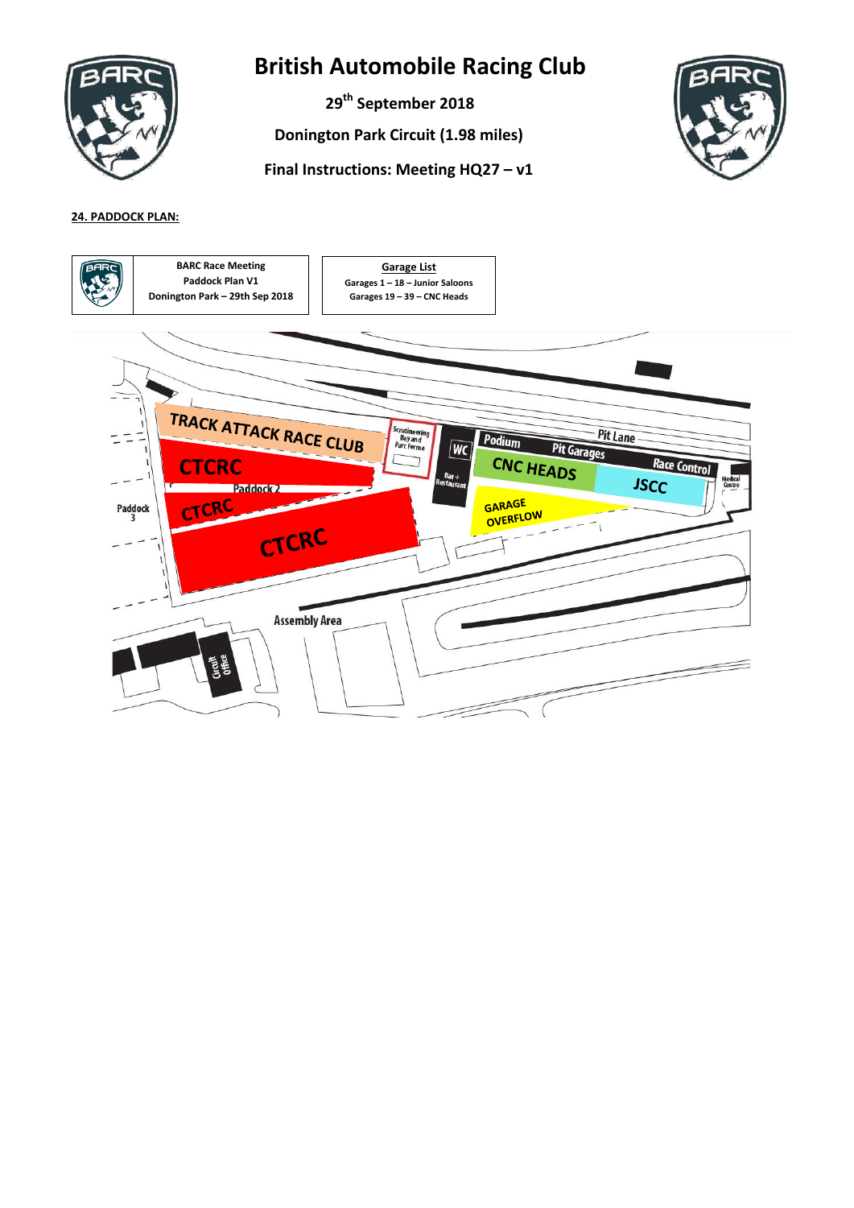# British Automobile Racing Club

**29th September 2018**

**Donington Park Circuit (1.98 miles)**

**Final Instructions: Meeting HQ27 – v1**

**24. PADDOCK PLAN:**

**BARC Race Meeting**
**Paddock Plan V1**
**Donington Park – 29th Sep 2018**

**Garage List**
**Garages 1 – 18 – Junior Saloons**
**Garages 19 – 39 – CNC Heads**

TRACK ATTACK RACE CLUB

CTCRC

Paddock 2

CTCRC

CTCRC

Paddock 3

Scrutineering Bay and Parc Ferme

WC

Bar + Restaurant

Podium

Pit Garages

Pit Lane

CNC HEADS

GARAGE OVERFLOW

Race Control

JSCC

Medical Centre

Assembly Area

Circuit Office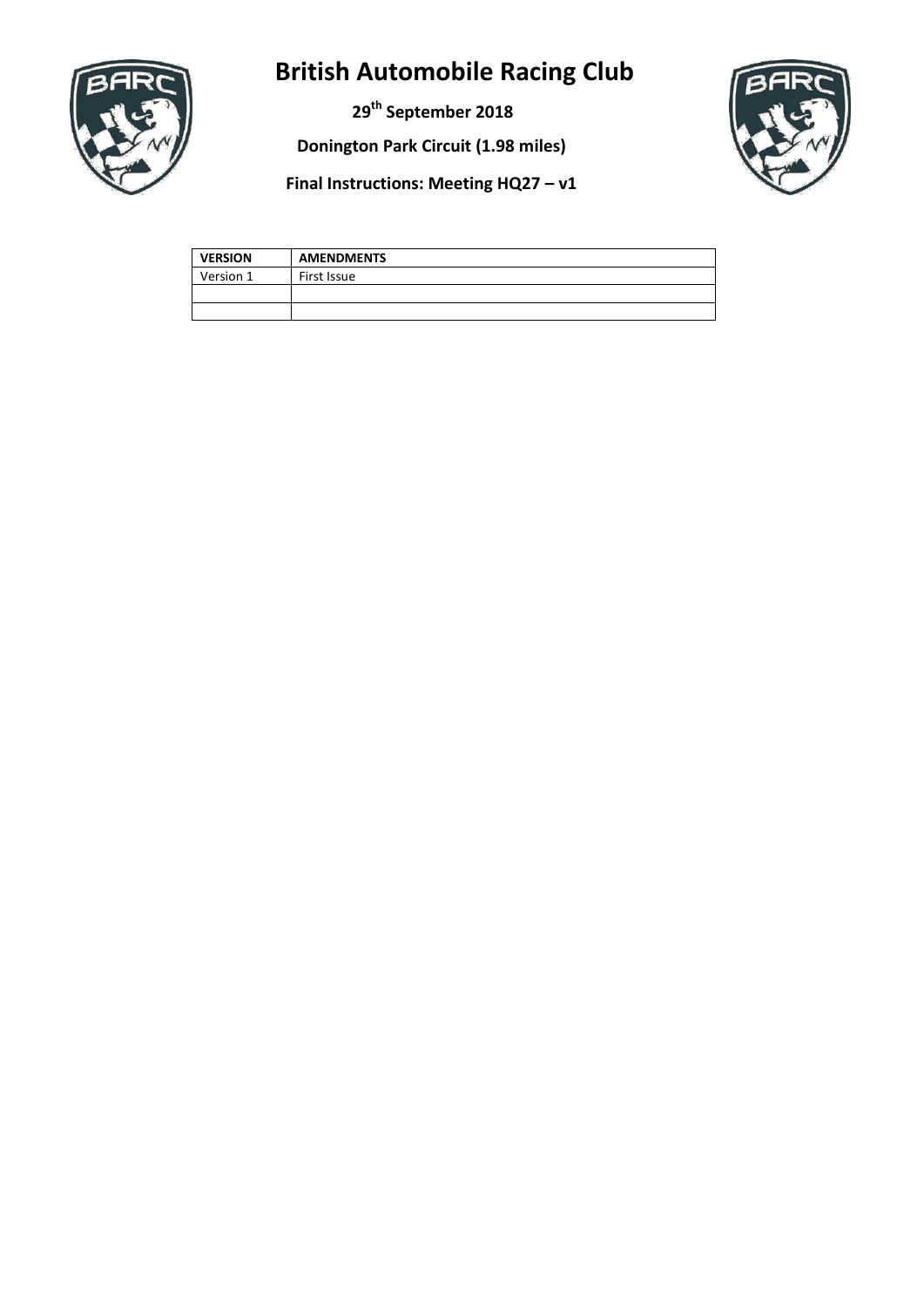# British Automobile Racing Club

**29th September 2018**

**Donington Park Circuit (1.98 miles)**

**Final Instructions: Meeting HQ27 – v1**

| VERSION | AMENDMENTS |
|---|---|
| Version 1 | First Issue |
| | |
| | |